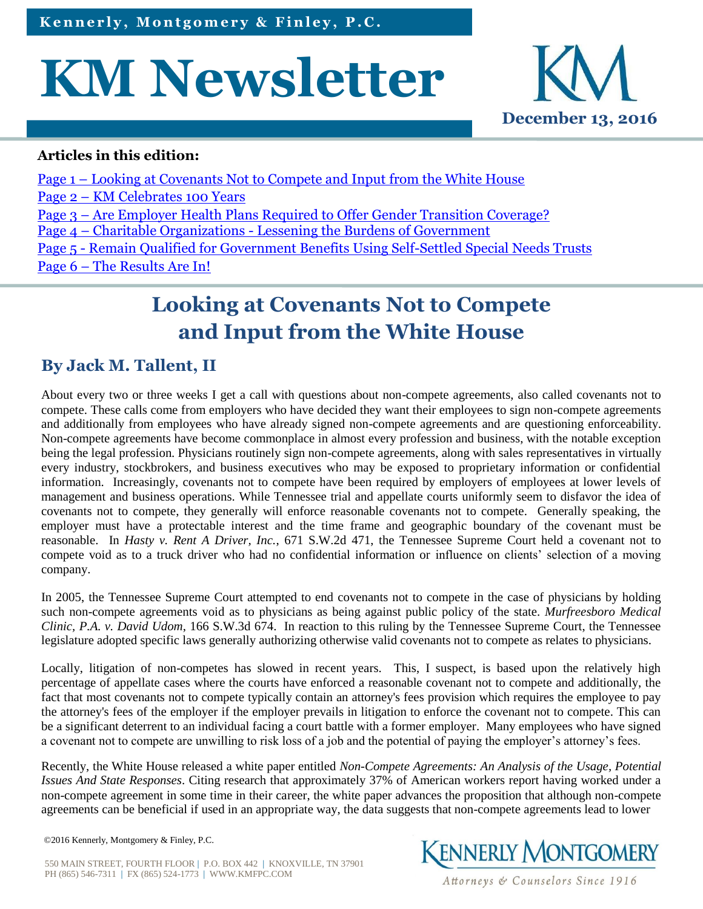Kennerly, Montgomery & Finley, P.C.

# KM Newsletter

**December 13, 2016**

**Articles in this edition:**

Page 1 – Looking at Covenants Not to Compete and Input from the White House
Page 2 – KM Celebrates 100 Years
Page 3 – Are Employer Health Plans Required to Offer Gender Transition Coverage?
Page 4 – Charitable Organizations - Lessening the Burdens of Government
Page 5 - Remain Qualified for Government Benefits Using Self-Settled Special Needs Trusts
Page 6 – The Results Are In!

## Looking at Covenants Not to Compete and Input from the White House

### By Jack M. Tallent, II

About every two or three weeks I get a call with questions about non-compete agreements, also called covenants not to compete. These calls come from employers who have decided they want their employees to sign non-compete agreements and additionally from employees who have already signed non-compete agreements and are questioning enforceability. Non-compete agreements have become commonplace in almost every profession and business, with the notable exception being the legal profession. Physicians routinely sign non-compete agreements, along with sales representatives in virtually every industry, stockbrokers, and business executives who may be exposed to proprietary information or confidential information. Increasingly, covenants not to compete have been required by employers of employees at lower levels of management and business operations. While Tennessee trial and appellate courts uniformly seem to disfavor the idea of covenants not to compete, they generally will enforce reasonable covenants not to compete. Generally speaking, the employer must have a protectable interest and the time frame and geographic boundary of the covenant must be reasonable. In *Hasty v. Rent A Driver, Inc.*, 671 S.W.2d 471, the Tennessee Supreme Court held a covenant not to compete void as to a truck driver who had no confidential information or influence on clients' selection of a moving company.

In 2005, the Tennessee Supreme Court attempted to end covenants not to compete in the case of physicians by holding such non-compete agreements void as to physicians as being against public policy of the state. *Murfreesboro Medical Clinic, P.A. v. David Udom*, 166 S.W.3d 674. In reaction to this ruling by the Tennessee Supreme Court, the Tennessee legislature adopted specific laws generally authorizing otherwise valid covenants not to compete as relates to physicians.

Locally, litigation of non-competes has slowed in recent years. This, I suspect, is based upon the relatively high percentage of appellate cases where the courts have enforced a reasonable covenant not to compete and additionally, the fact that most covenants not to compete typically contain an attorney's fees provision which requires the employee to pay the attorney's fees of the employer if the employer prevails in litigation to enforce the covenant not to compete. This can be a significant deterrent to an individual facing a court battle with a former employer. Many employees who have signed a covenant not to compete are unwilling to risk loss of a job and the potential of paying the employer's attorney's fees.

Recently, the White House released a white paper entitled *Non-Compete Agreements: An Analysis of the Usage, Potential Issues And State Responses*. Citing research that approximately 37% of American workers report having worked under a non-compete agreement in some time in their career, the white paper advances the proposition that although non-compete agreements can be beneficial if used in an appropriate way, the data suggests that non-compete agreements lead to lower

©2016 Kennerly, Montgomery & Finley, P.C.

550 MAIN STREET, FOURTH FLOOR | P.O. BOX 442 | KNOXVILLE, TN 37901
PH (865) 546-7311 | FX (865) 524-1773 | WWW.KMFPC.COM

KENNERLY MONTGOMERY
Attorneys & Counselors Since 1916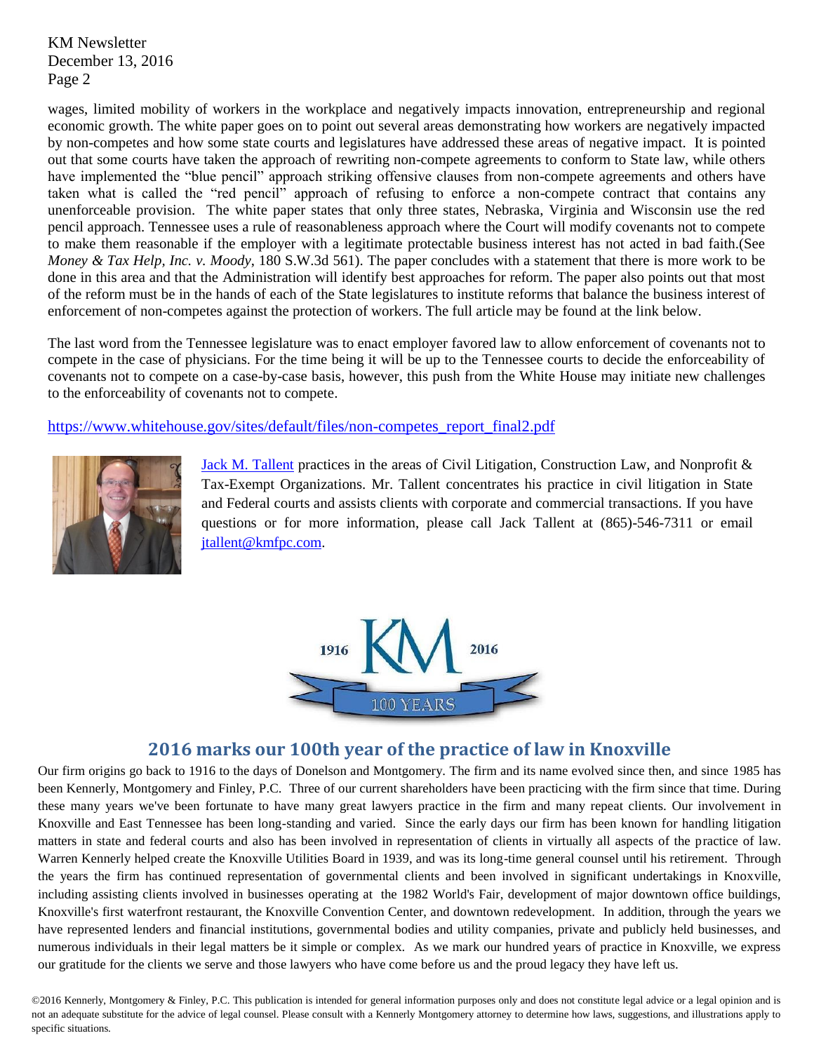wages, limited mobility of workers in the workplace and negatively impacts innovation, entrepreneurship and regional economic growth. The white paper goes on to point out several areas demonstrating how workers are negatively impacted by non-competes and how some state courts and legislatures have addressed these areas of negative impact. It is pointed out that some courts have taken the approach of rewriting non-compete agreements to conform to State law, while others have implemented the "blue pencil" approach striking offensive clauses from non-compete agreements and others have taken what is called the "red pencil" approach of refusing to enforce a non-compete contract that contains any unenforceable provision. The white paper states that only three states, Nebraska, Virginia and Wisconsin use the red pencil approach. Tennessee uses a rule of reasonableness approach where the Court will modify covenants not to compete to make them reasonable if the employer with a legitimate protectable business interest has not acted in bad faith.(See *Money & Tax Help, Inc. v. Moody*, 180 S.W.3d 561). The paper concludes with a statement that there is more work to be done in this area and that the Administration will identify best approaches for reform. The paper also points out that most of the reform must be in the hands of each of the State legislatures to institute reforms that balance the business interest of enforcement of non-competes against the protection of workers. The full article may be found at the link below.

The last word from the Tennessee legislature was to enact employer favored law to allow enforcement of covenants not to compete in the case of physicians. For the time being it will be up to the Tennessee courts to decide the enforceability of covenants not to compete on a case-by-case basis, however, this push from the White House may initiate new challenges to the enforceability of covenants not to compete.

https://www.whitehouse.gov/sites/default/files/non-competes_report_final2.pdf

Jack M. Tallent practices in the areas of Civil Litigation, Construction Law, and Nonprofit & Tax-Exempt Organizations. Mr. Tallent concentrates his practice in civil litigation in State and Federal courts and assists clients with corporate and commercial transactions. If you have questions or for more information, please call Jack Tallent at (865)-546-7311 or email jtallent@kmfpc.com.

1916 KM 2016

100 YEARS

## 2016 marks our 100th year of the practice of law in Knoxville

Our firm origins go back to 1916 to the days of Donelson and Montgomery. The firm and its name evolved since then, and since 1985 has been Kennerly, Montgomery and Finley, P.C. Three of our current shareholders have been practicing with the firm since that time. During these many years we've been fortunate to have many great lawyers practice in the firm and many repeat clients. Our involvement in Knoxville and East Tennessee has been long-standing and varied. Since the early days our firm has been known for handling litigation matters in state and federal courts and also has been involved in representation of clients in virtually all aspects of the practice of law. Warren Kennerly helped create the Knoxville Utilities Board in 1939, and was its long-time general counsel until his retirement. Through the years the firm has continued representation of governmental clients and been involved in significant undertakings in Knoxville, including assisting clients involved in businesses operating at the 1982 World's Fair, development of major downtown office buildings, Knoxville's first waterfront restaurant, the Knoxville Convention Center, and downtown redevelopment. In addition, through the years we have represented lenders and financial institutions, governmental bodies and utility companies, private and publicly held businesses, and numerous individuals in their legal matters be it simple or complex. As we mark our hundred years of practice in Knoxville, we express our gratitude for the clients we serve and those lawyers who have come before us and the proud legacy they have left us.

©2016 Kennerly, Montgomery & Finley, P.C. This publication is intended for general information purposes only and does not constitute legal advice or a legal opinion and is not an adequate substitute for the advice of legal counsel. Please consult with a Kennerly Montgomery attorney to determine how laws, suggestions, and illustrations apply to specific situations.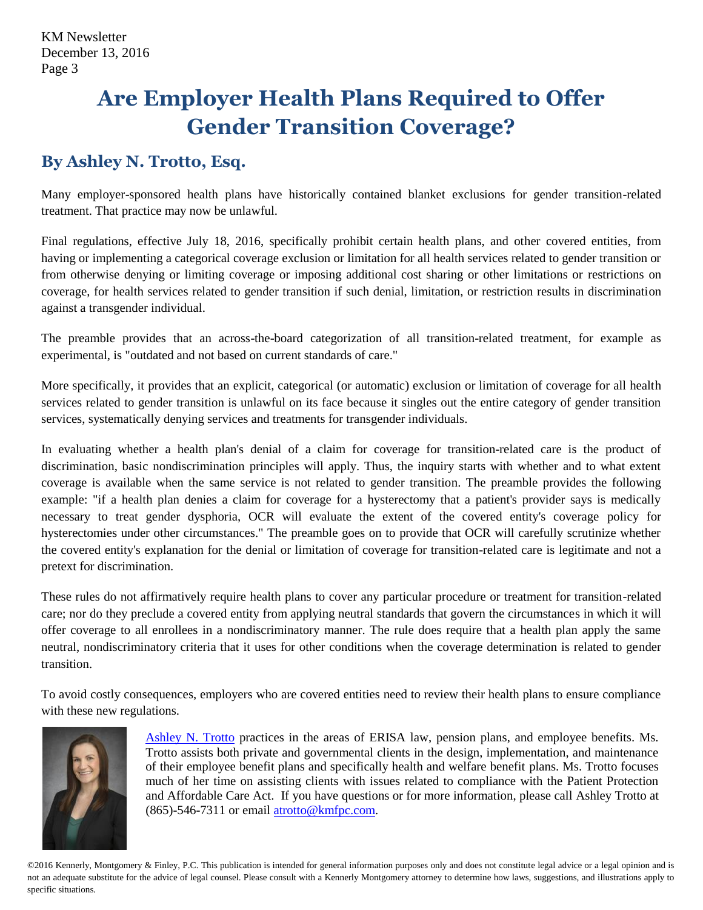# Are Employer Health Plans Required to Offer Gender Transition Coverage?

## By Ashley N. Trotto, Esq.

Many employer-sponsored health plans have historically contained blanket exclusions for gender transition-related treatment. That practice may now be unlawful.

Final regulations, effective July 18, 2016, specifically prohibit certain health plans, and other covered entities, from having or implementing a categorical coverage exclusion or limitation for all health services related to gender transition or from otherwise denying or limiting coverage or imposing additional cost sharing or other limitations or restrictions on coverage, for health services related to gender transition if such denial, limitation, or restriction results in discrimination against a transgender individual.

The preamble provides that an across-the-board categorization of all transition-related treatment, for example as experimental, is "outdated and not based on current standards of care."

More specifically, it provides that an explicit, categorical (or automatic) exclusion or limitation of coverage for all health services related to gender transition is unlawful on its face because it singles out the entire category of gender transition services, systematically denying services and treatments for transgender individuals.

In evaluating whether a health plan's denial of a claim for coverage for transition-related care is the product of discrimination, basic nondiscrimination principles will apply. Thus, the inquiry starts with whether and to what extent coverage is available when the same service is not related to gender transition. The preamble provides the following example: "if a health plan denies a claim for coverage for a hysterectomy that a patient's provider says is medically necessary to treat gender dysphoria, OCR will evaluate the extent of the covered entity's coverage policy for hysterectomies under other circumstances." The preamble goes on to provide that OCR will carefully scrutinize whether the covered entity's explanation for the denial or limitation of coverage for transition-related care is legitimate and not a pretext for discrimination.

These rules do not affirmatively require health plans to cover any particular procedure or treatment for transition-related care; nor do they preclude a covered entity from applying neutral standards that govern the circumstances in which it will offer coverage to all enrollees in a nondiscriminatory manner. The rule does require that a health plan apply the same neutral, nondiscriminatory criteria that it uses for other conditions when the coverage determination is related to gender transition.

To avoid costly consequences, employers who are covered entities need to review their health plans to ensure compliance with these new regulations.

Ashley N. Trotto practices in the areas of ERISA law, pension plans, and employee benefits. Ms. Trotto assists both private and governmental clients in the design, implementation, and maintenance of their employee benefit plans and specifically health and welfare benefit plans. Ms. Trotto focuses much of her time on assisting clients with issues related to compliance with the Patient Protection and Affordable Care Act. If you have questions or for more information, please call Ashley Trotto at (865)-546-7311 or email atrotto@kmfpc.com.

©2016 Kennerly, Montgomery & Finley, P.C. This publication is intended for general information purposes only and does not constitute legal advice or a legal opinion and is not an adequate substitute for the advice of legal counsel. Please consult with a Kennerly Montgomery attorney to determine how laws, suggestions, and illustrations apply to specific situations.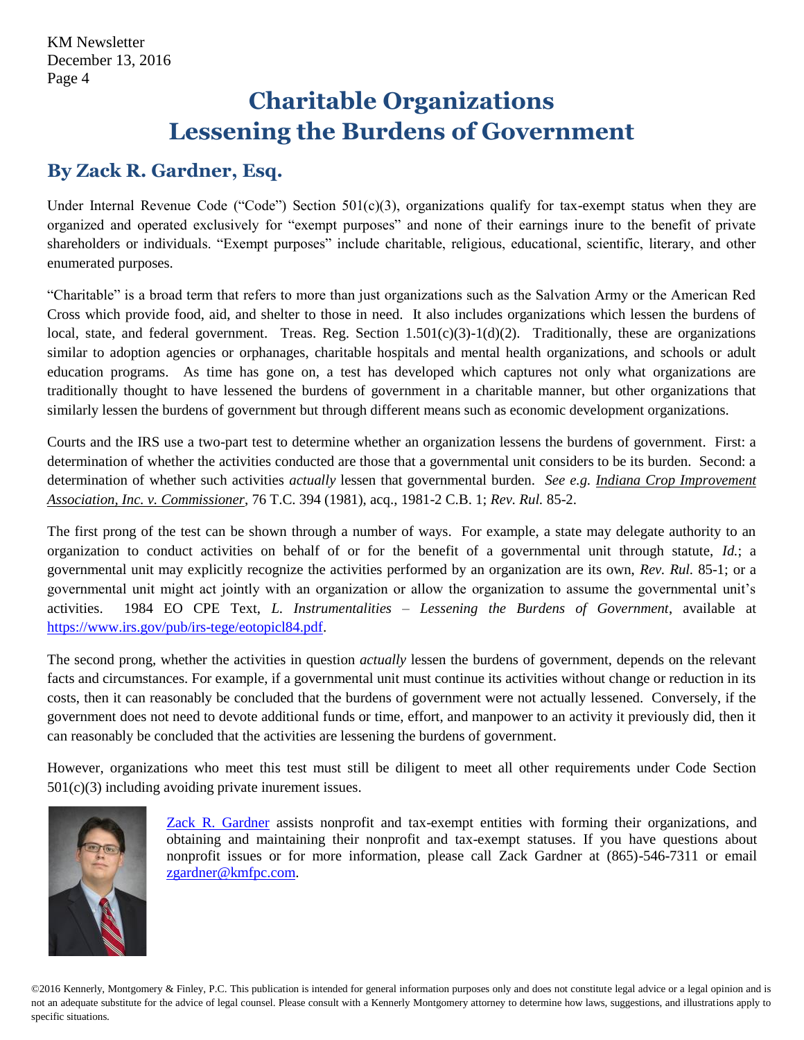# Charitable Organizations Lessening the Burdens of Government

## By Zack R. Gardner, Esq.

Under Internal Revenue Code ("Code") Section 501(c)(3), organizations qualify for tax-exempt status when they are organized and operated exclusively for "exempt purposes" and none of their earnings inure to the benefit of private shareholders or individuals. "Exempt purposes" include charitable, religious, educational, scientific, literary, and other enumerated purposes.

"Charitable" is a broad term that refers to more than just organizations such as the Salvation Army or the American Red Cross which provide food, aid, and shelter to those in need. It also includes organizations which lessen the burdens of local, state, and federal government. Treas. Reg. Section 1.501(c)(3)-1(d)(2). Traditionally, these are organizations similar to adoption agencies or orphanages, charitable hospitals and mental health organizations, and schools or adult education programs. As time has gone on, a test has developed which captures not only what organizations are traditionally thought to have lessened the burdens of government in a charitable manner, but other organizations that similarly lessen the burdens of government but through different means such as economic development organizations.

Courts and the IRS use a two-part test to determine whether an organization lessens the burdens of government. First: a determination of whether the activities conducted are those that a governmental unit considers to be its burden. Second: a determination of whether such activities *actually* lessen that governmental burden. *See e.g.* *Indiana Crop Improvement Association, Inc. v. Commissioner*, 76 T.C. 394 (1981), acq., 1981-2 C.B. 1; *Rev. Rul.* 85-2.

The first prong of the test can be shown through a number of ways. For example, a state may delegate authority to an organization to conduct activities on behalf of or for the benefit of a governmental unit through statute, *Id.*; a governmental unit may explicitly recognize the activities performed by an organization are its own, *Rev. Rul.* 85-1; or a governmental unit might act jointly with an organization or allow the organization to assume the governmental unit's activities. 1984 EO CPE Text, *L. Instrumentalities – Lessening the Burdens of Government*, available at https://www.irs.gov/pub/irs-tege/eotopicl84.pdf.

The second prong, whether the activities in question *actually* lessen the burdens of government, depends on the relevant facts and circumstances. For example, if a governmental unit must continue its activities without change or reduction in its costs, then it can reasonably be concluded that the burdens of government were not actually lessened. Conversely, if the government does not need to devote additional funds or time, effort, and manpower to an activity it previously did, then it can reasonably be concluded that the activities are lessening the burdens of government.

However, organizations who meet this test must still be diligent to meet all other requirements under Code Section 501(c)(3) including avoiding private inurement issues.

Zack R. Gardner assists nonprofit and tax-exempt entities with forming their organizations, and obtaining and maintaining their nonprofit and tax-exempt statuses. If you have questions about nonprofit issues or for more information, please call Zack Gardner at (865)-546-7311 or email zgardner@kmfpc.com.

©2016 Kennerly, Montgomery & Finley, P.C. This publication is intended for general information purposes only and does not constitute legal advice or a legal opinion and is not an adequate substitute for the advice of legal counsel. Please consult with a Kennerly Montgomery attorney to determine how laws, suggestions, and illustrations apply to specific situations.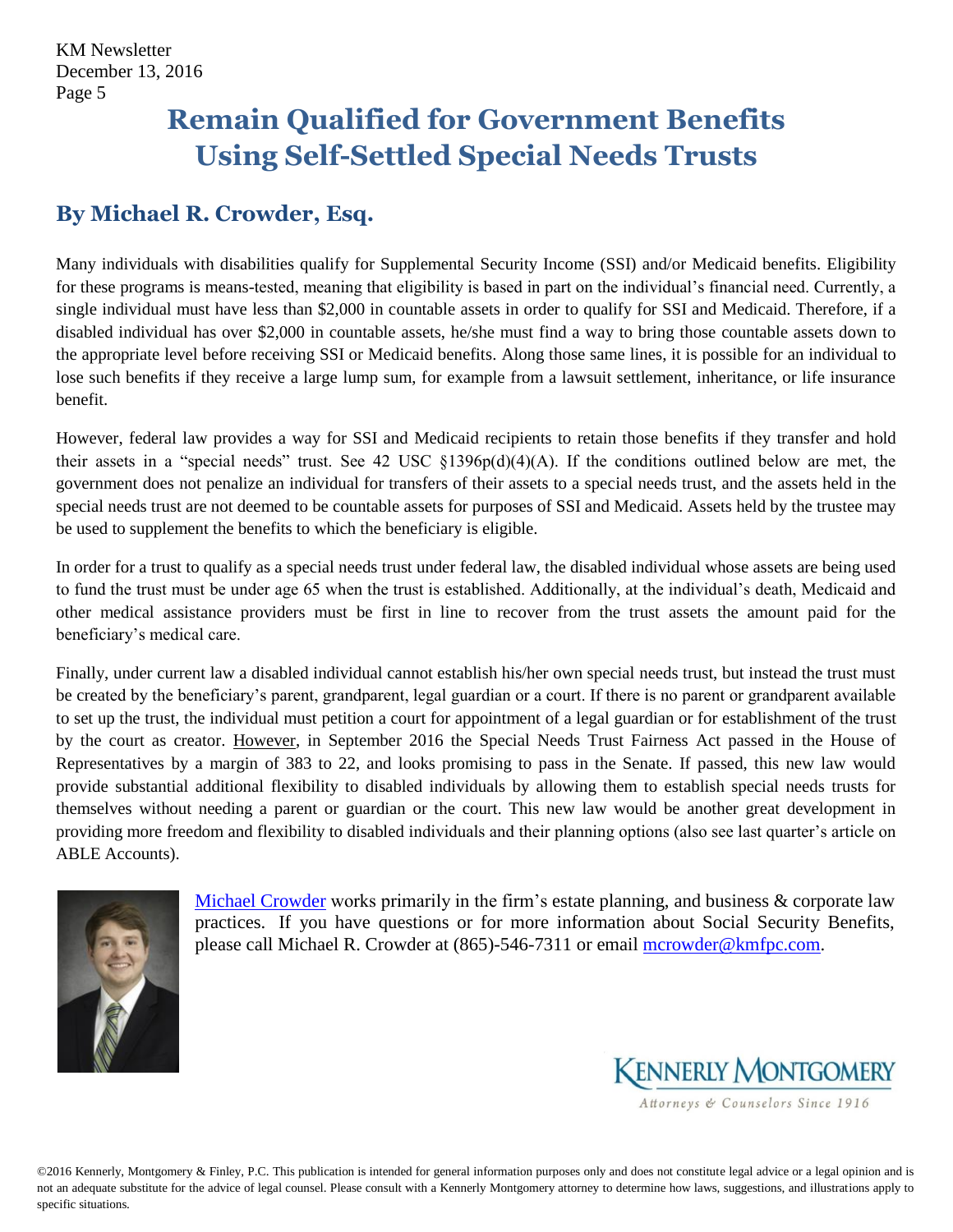# Remain Qualified for Government Benefits Using Self-Settled Special Needs Trusts

## By Michael R. Crowder, Esq.

Many individuals with disabilities qualify for Supplemental Security Income (SSI) and/or Medicaid benefits. Eligibility for these programs is means-tested, meaning that eligibility is based in part on the individual's financial need. Currently, a single individual must have less than $2,000 in countable assets in order to qualify for SSI and Medicaid. Therefore, if a disabled individual has over $2,000 in countable assets, he/she must find a way to bring those countable assets down to the appropriate level before receiving SSI or Medicaid benefits. Along those same lines, it is possible for an individual to lose such benefits if they receive a large lump sum, for example from a lawsuit settlement, inheritance, or life insurance benefit.

However, federal law provides a way for SSI and Medicaid recipients to retain those benefits if they transfer and hold their assets in a "special needs" trust. See 42 USC §1396p(d)(4)(A). If the conditions outlined below are met, the government does not penalize an individual for transfers of their assets to a special needs trust, and the assets held in the special needs trust are not deemed to be countable assets for purposes of SSI and Medicaid. Assets held by the trustee may be used to supplement the benefits to which the beneficiary is eligible.

In order for a trust to qualify as a special needs trust under federal law, the disabled individual whose assets are being used to fund the trust must be under age 65 when the trust is established. Additionally, at the individual's death, Medicaid and other medical assistance providers must be first in line to recover from the trust assets the amount paid for the beneficiary's medical care.

Finally, under current law a disabled individual cannot establish his/her own special needs trust, but instead the trust must be created by the beneficiary's parent, grandparent, legal guardian or a court. If there is no parent or grandparent available to set up the trust, the individual must petition a court for appointment of a legal guardian or for establishment of the trust by the court as creator. However, in September 2016 the Special Needs Trust Fairness Act passed in the House of Representatives by a margin of 383 to 22, and looks promising to pass in the Senate. If passed, this new law would provide substantial additional flexibility to disabled individuals by allowing them to establish special needs trusts for themselves without needing a parent or guardian or the court. This new law would be another great development in providing more freedom and flexibility to disabled individuals and their planning options (also see last quarter's article on ABLE Accounts).

Michael Crowder works primarily in the firm's estate planning, and business & corporate law practices. If you have questions or for more information about Social Security Benefits, please call Michael R. Crowder at (865)-546-7311 or email mcrowder@kmfpc.com.

KENNERLY MONTGOMERY
*Attorneys & Counselors Since 1916*

©2016 Kennerly, Montgomery & Finley, P.C. This publication is intended for general information purposes only and does not constitute legal advice or a legal opinion and is not an adequate substitute for the advice of legal counsel. Please consult with a Kennerly Montgomery attorney to determine how laws, suggestions, and illustrations apply to specific situations.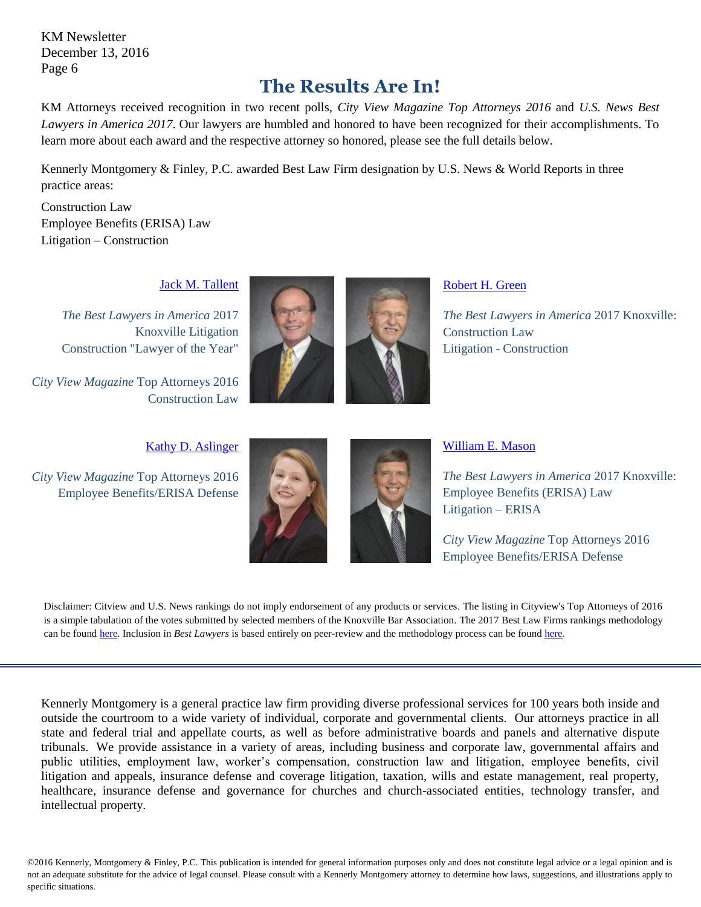# The Results Are In!

KM Attorneys received recognition in two recent polls, *City View Magazine Top Attorneys 2016* and *U.S. News Best Lawyers in America 2017*. Our lawyers are humbled and honored to have been recognized for their accomplishments. To learn more about each award and the respective attorney so honored, please see the full details below.

Kennerly Montgomery & Finley, P.C. awarded Best Law Firm designation by U.S. News & World Reports in three practice areas:

Construction Law
Employee Benefits (ERISA) Law
Litigation – Construction

Jack M. Tallent

*The Best Lawyers in America* 2017
Knoxville Litigation
Construction "Lawyer of the Year"

*City View Magazine* Top Attorneys 2016
Construction Law

Robert H. Green

*The Best Lawyers in America* 2017 Knoxville:
Construction Law
Litigation - Construction

Kathy D. Aslinger

*City View Magazine* Top Attorneys 2016
Employee Benefits/ERISA Defense

William E. Mason

*The Best Lawyers in America* 2017 Knoxville:
Employee Benefits (ERISA) Law
Litigation – ERISA

*City View Magazine* Top Attorneys 2016
Employee Benefits/ERISA Defense

Disclaimer: Citview and U.S. News rankings do not imply endorsement of any products or services. The listing in Cityview's Top Attorneys of 2016 is a simple tabulation of the votes submitted by selected members of the Knoxville Bar Association. The 2017 Best Law Firms rankings methodology can be found here. Inclusion in *Best Lawyers* is based entirely on peer-review and the methodology process can be found here.

---

Kennerly Montgomery is a general practice law firm providing diverse professional services for 100 years both inside and outside the courtroom to a wide variety of individual, corporate and governmental clients. Our attorneys practice in all state and federal trial and appellate courts, as well as before administrative boards and panels and alternative dispute tribunals. We provide assistance in a variety of areas, including business and corporate law, governmental affairs and public utilities, employment law, worker's compensation, construction law and litigation, employee benefits, civil litigation and appeals, insurance defense and coverage litigation, taxation, wills and estate management, real property, healthcare, insurance defense and governance for churches and church-associated entities, technology transfer, and intellectual property.

©2016 Kennerly, Montgomery & Finley, P.C. This publication is intended for general information purposes only and does not constitute legal advice or a legal opinion and is not an adequate substitute for the advice of legal counsel. Please consult with a Kennerly Montgomery attorney to determine how laws, suggestions, and illustrations apply to specific situations.